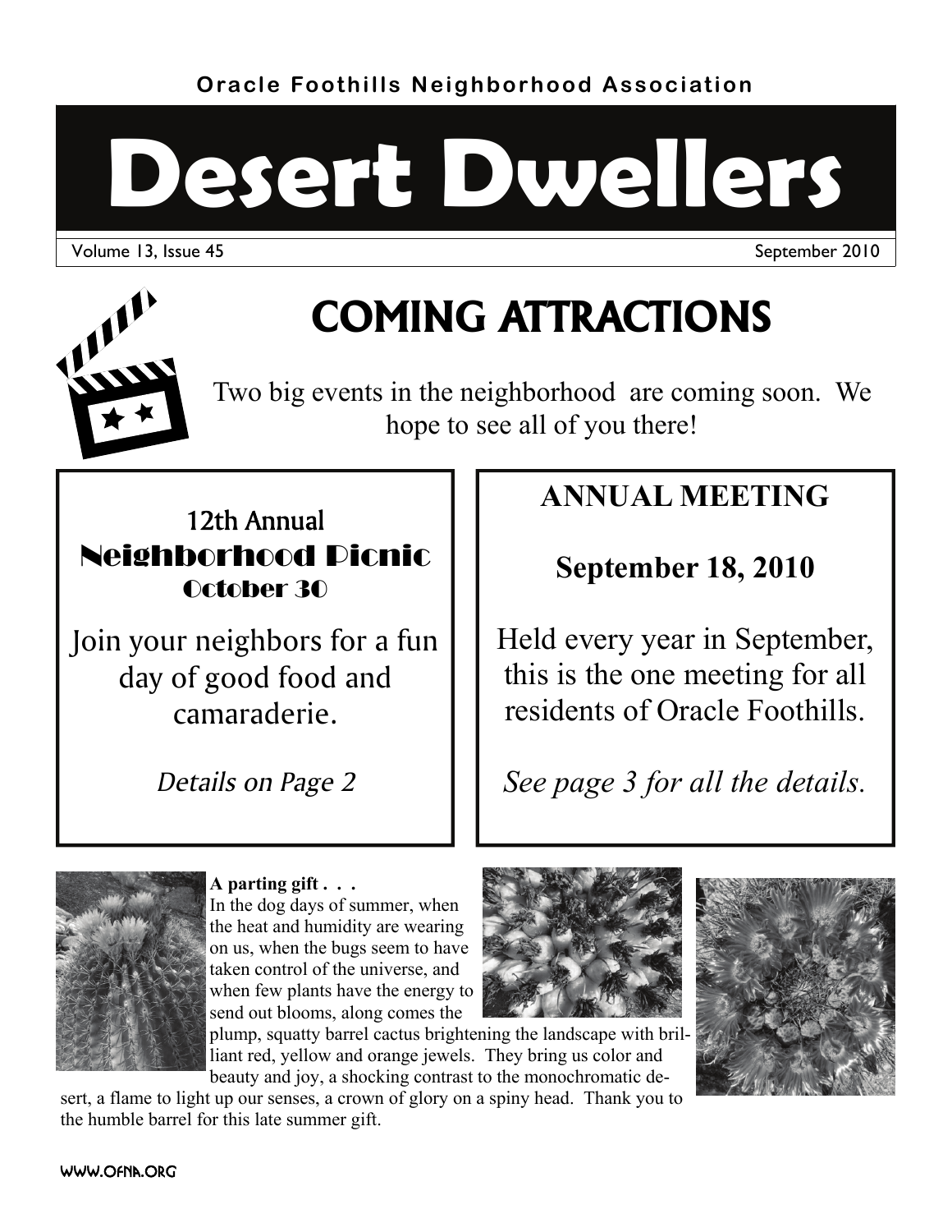Oracle Foothills Neighborhood Association

# Desert Dwellers

Volume 13, Issue 45 September 2010

## COMING ATTRACTIONS

Two big events in the neighborhood are coming soon. We hope to see all of you there!

### 12th Annual Neighborhood Picnic October 30

Join your neighbors for a fun day of good food and camaraderie.

*Details on Page 2*

### ANNUAL MEETING

**September 18, 2010**

Held every year in September, this is the one meeting for all residents of Oracle Foothills.

*See page 3 for all the details.*

**A parting gift . . .**

In the dog days of summer, when the heat and humidity are wearing on us, when the bugs seem to have taken control of the universe, and when few plants have the energy to send out blooms, along comes the plump, squatty barrel cactus brightening the landscape with brilliant red, yellow and orange jewels. They bring us color and beauty and joy, a shocking contrast to the monochromatic desert, a flame to light up our senses, a crown of glory on a spiny head. Thank you to the humble barrel for this late summer gift.

WWW.OFNA.ORG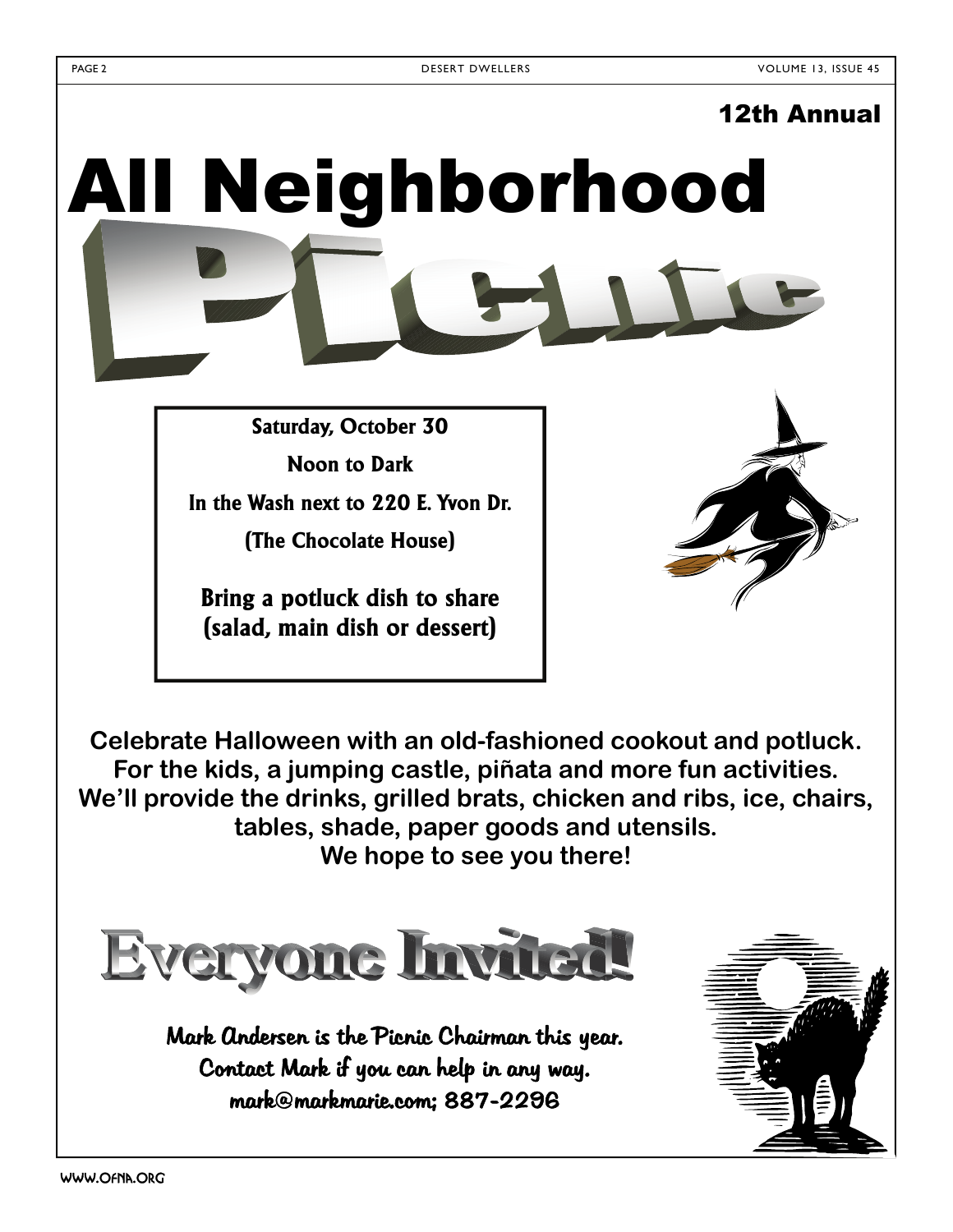12th Annual

# All Neighborhood Picnic

**Saturday, October 30**

**Noon to Dark**

**In the Wash next to 220 E. Yvon Dr.**

**(The Chocolate House)**

**Bring a potluck dish to share (salad, main dish or dessert)**

**Celebrate Halloween with an old-fashioned cookout and potluck. For the kids, a jumping castle, piñata and more fun activities. We'll provide the drinks, grilled brats, chicken and ribs, ice, chairs, tables, shade, paper goods and utensils. We hope to see you there!**

## Everyone Invited!

Mark Andersen is the Picnic Chairman this year.
Contact Mark if you can help in any way.
mark@markmarie.com; 887-2296

WWW.OFNA.ORG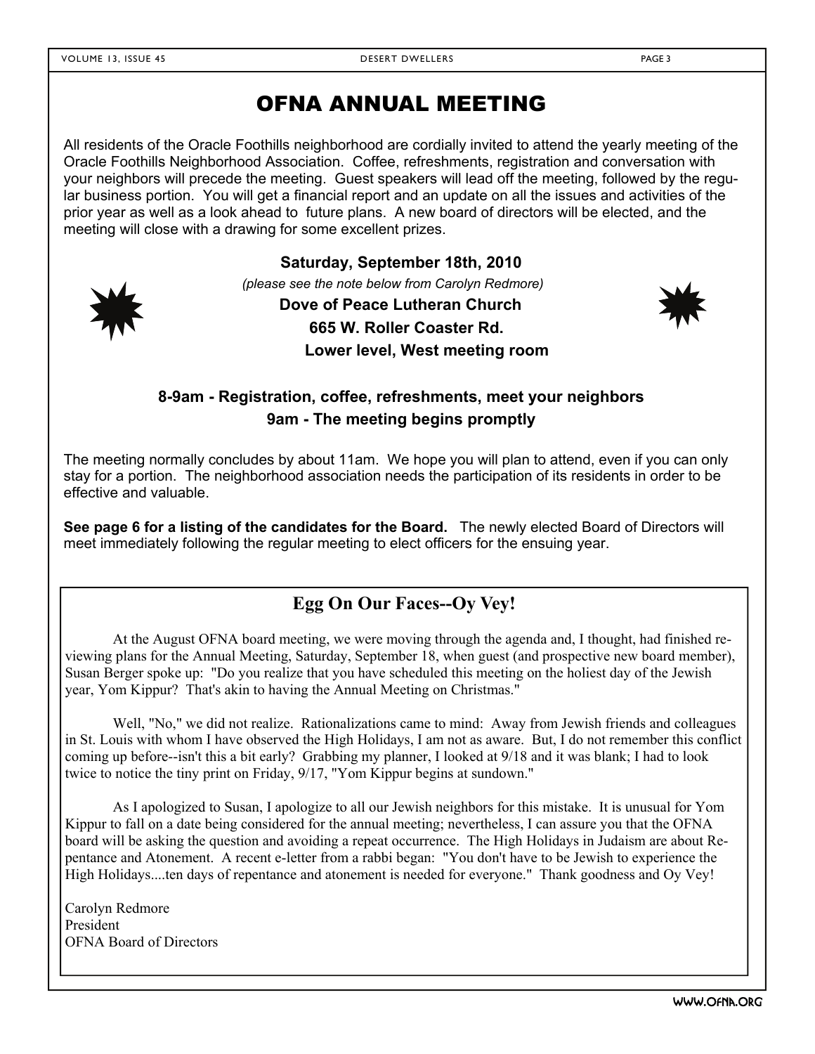# OFNA ANNUAL MEETING

All residents of the Oracle Foothills neighborhood are cordially invited to attend the yearly meeting of the Oracle Foothills Neighborhood Association. Coffee, refreshments, registration and conversation with your neighbors will precede the meeting. Guest speakers will lead off the meeting, followed by the regular business portion. You will get a financial report and an update on all the issues and activities of the prior year as well as a look ahead to future plans. A new board of directors will be elected, and the meeting will close with a drawing for some excellent prizes.

**Saturday, September 18th, 2010**

*(please see the note below from Carolyn Redmore)*

**Dove of Peace Lutheran Church**

**665 W. Roller Coaster Rd.**

**Lower level, West meeting room**

**8-9am - Registration, coffee, refreshments, meet your neighbors**

**9am - The meeting begins promptly**

The meeting normally concludes by about 11am. We hope you will plan to attend, even if you can only stay for a portion. The neighborhood association needs the participation of its residents in order to be effective and valuable.

**See page 6 for a listing of the candidates for the Board.** The newly elected Board of Directors will meet immediately following the regular meeting to elect officers for the ensuing year.

## Egg On Our Faces--Oy Vey!

At the August OFNA board meeting, we were moving through the agenda and, I thought, had finished reviewing plans for the Annual Meeting, Saturday, September 18, when guest (and prospective new board member), Susan Berger spoke up: "Do you realize that you have scheduled this meeting on the holiest day of the Jewish year, Yom Kippur? That's akin to having the Annual Meeting on Christmas."

Well, "No," we did not realize. Rationalizations came to mind: Away from Jewish friends and colleagues in St. Louis with whom I have observed the High Holidays, I am not as aware. But, I do not remember this conflict coming up before--isn't this a bit early? Grabbing my planner, I looked at 9/18 and it was blank; I had to look twice to notice the tiny print on Friday, 9/17, "Yom Kippur begins at sundown."

As I apologized to Susan, I apologize to all our Jewish neighbors for this mistake. It is unusual for Yom Kippur to fall on a date being considered for the annual meeting; nevertheless, I can assure you that the OFNA board will be asking the question and avoiding a repeat occurrence. The High Holidays in Judaism are about Repentance and Atonement. A recent e-letter from a rabbi began: "You don't have to be Jewish to experience the High Holidays....ten days of repentance and atonement is needed for everyone." Thank goodness and Oy Vey!

Carolyn Redmore
President
OFNA Board of Directors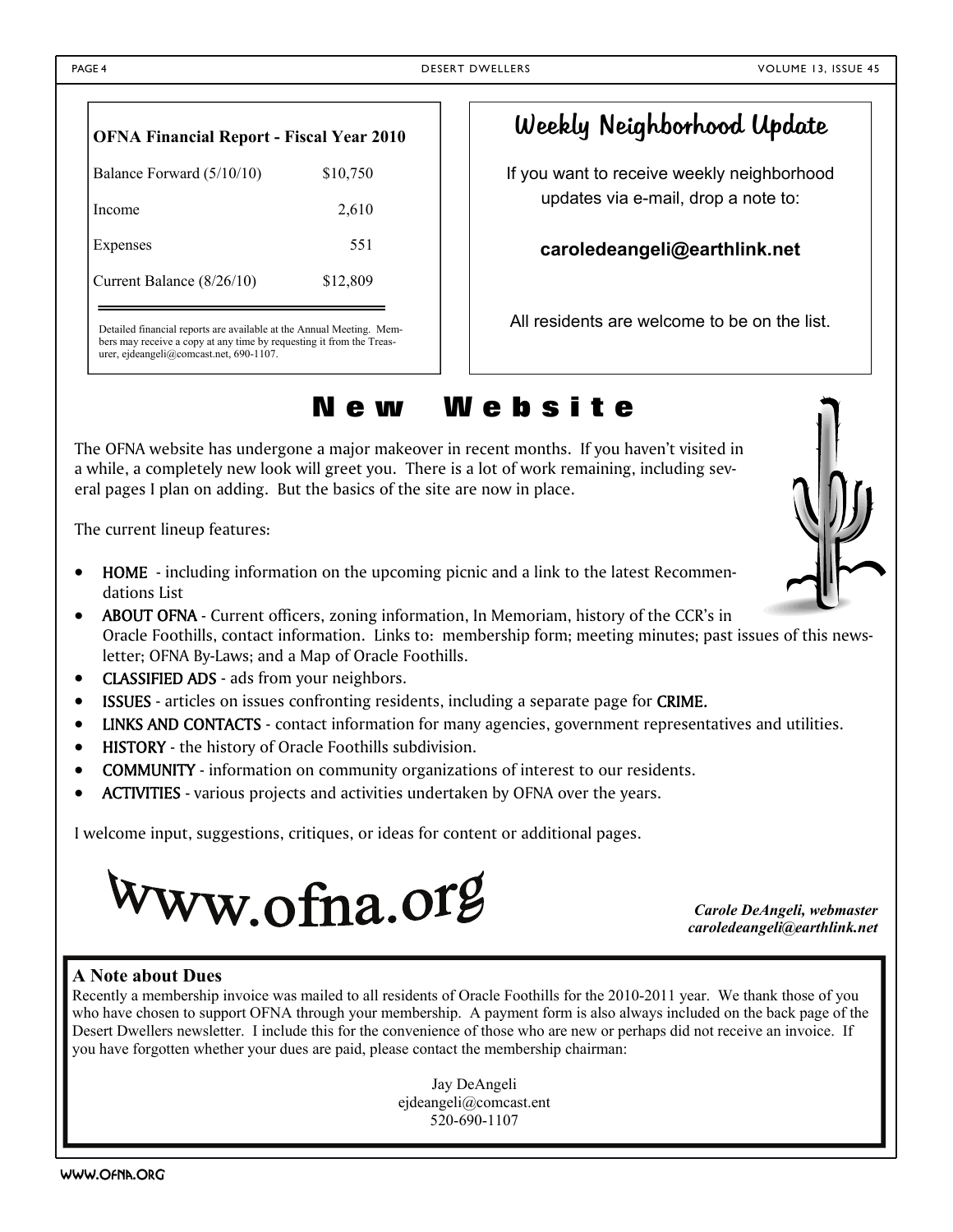### OFNA Financial Report - Fiscal Year 2010

| | |
|---|---|
| Balance Forward (5/10/10) | $10,750 |
| Income | 2,610 |
| Expenses | 551 |
| Current Balance (8/26/10) | $12,809 |

Detailed financial reports are available at the Annual Meeting. Members may receive a copy at any time by requesting it from the Treasurer, ejdeangeli@comcast.net, 690-1107.

## Weekly Neighborhood Update

If you want to receive weekly neighborhood updates via e-mail, drop a note to:

**caroledeangeli@earthlink.net**

All residents are welcome to be on the list.

# New Website

The OFNA website has undergone a major makeover in recent months. If you haven't visited in a while, a completely new look will greet you. There is a lot of work remaining, including several pages I plan on adding. But the basics of the site are now in place.

The current lineup features:

- HOME - including information on the upcoming picnic and a link to the latest Recommendations List
- ABOUT OFNA - Current officers, zoning information, In Memoriam, history of the CCR's in Oracle Foothills, contact information. Links to: membership form; meeting minutes; past issues of this newsletter; OFNA By-Laws; and a Map of Oracle Foothills.
- CLASSIFIED ADS - ads from your neighbors.
- ISSUES - articles on issues confronting residents, including a separate page for CRIME.
- LINKS AND CONTACTS - contact information for many agencies, government representatives and utilities.
- HISTORY - the history of Oracle Foothills subdivision.
- COMMUNITY - information on community organizations of interest to our residents.
- ACTIVITIES - various projects and activities undertaken by OFNA over the years.

I welcome input, suggestions, critiques, or ideas for content or additional pages.

# www.ofna.org

*Carole DeAngeli, webmaster*
*caroledeangeli@earthlink.net*

### A Note about Dues

Recently a membership invoice was mailed to all residents of Oracle Foothills for the 2010-2011 year. We thank those of you who have chosen to support OFNA through your membership. A payment form is also always included on the back page of the Desert Dwellers newsletter. I include this for the convenience of those who are new or perhaps did not receive an invoice. If you have forgotten whether your dues are paid, please contact the membership chairman:

Jay DeAngeli
ejdeangeli@comcast.ent
520-690-1107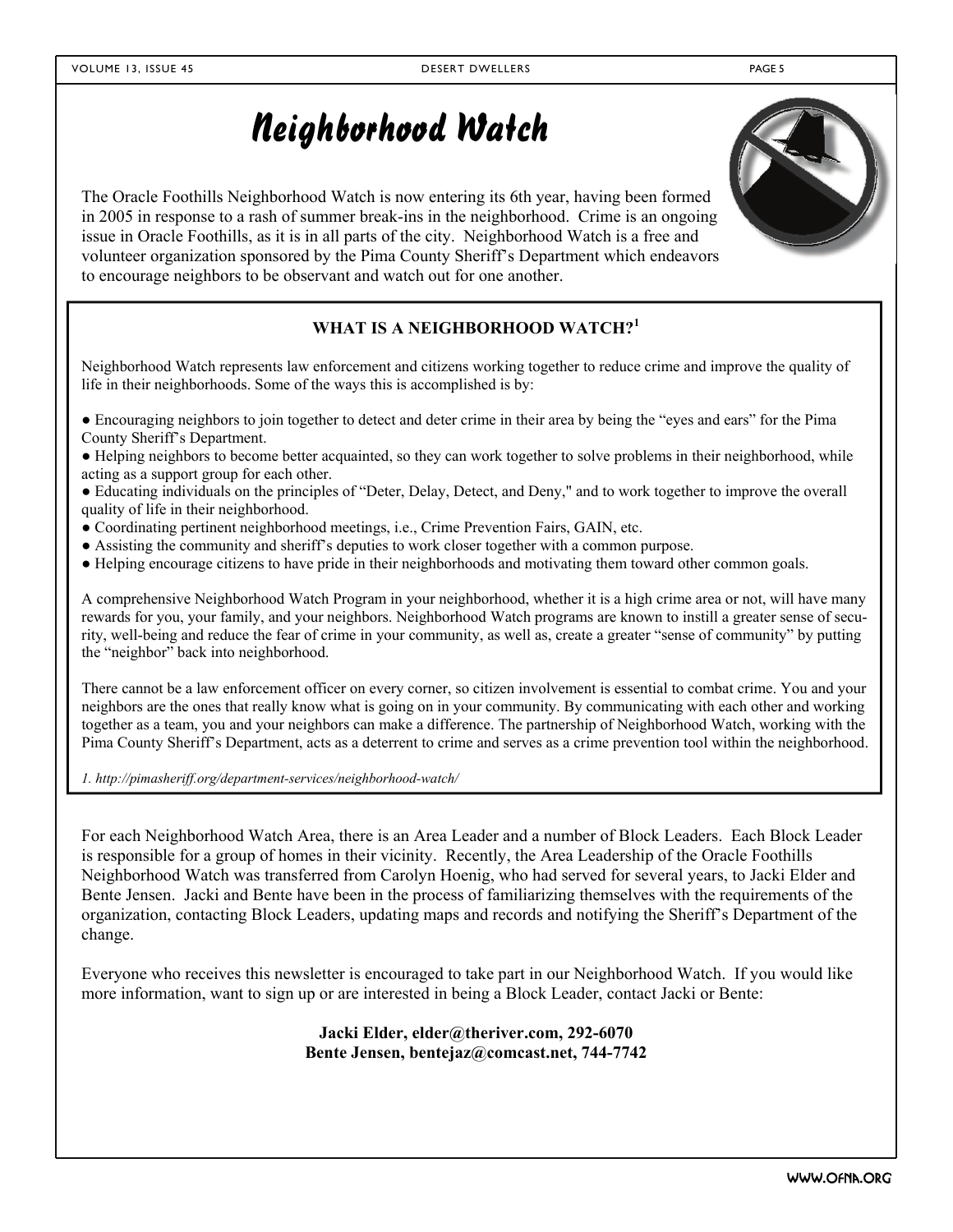# Neighborhood Watch

The Oracle Foothills Neighborhood Watch is now entering its 6th year, having been formed in 2005 in response to a rash of summer break-ins in the neighborhood. Crime is an ongoing issue in Oracle Foothills, as it is in all parts of the city. Neighborhood Watch is a free and volunteer organization sponsored by the Pima County Sheriff's Department which endeavors to encourage neighbors to be observant and watch out for one another.

### WHAT IS A NEIGHBORHOOD WATCH?[1]

Neighborhood Watch represents law enforcement and citizens working together to reduce crime and improve the quality of life in their neighborhoods. Some of the ways this is accomplished is by:

- Encouraging neighbors to join together to detect and deter crime in their area by being the "eyes and ears" for the Pima County Sheriff's Department.
- Helping neighbors to become better acquainted, so they can work together to solve problems in their neighborhood, while acting as a support group for each other.
- Educating individuals on the principles of "Deter, Delay, Detect, and Deny," and to work together to improve the overall quality of life in their neighborhood.
- Coordinating pertinent neighborhood meetings, i.e., Crime Prevention Fairs, GAIN, etc.
- Assisting the community and sheriff's deputies to work closer together with a common purpose.
- Helping encourage citizens to have pride in their neighborhoods and motivating them toward other common goals.

A comprehensive Neighborhood Watch Program in your neighborhood, whether it is a high crime area or not, will have many rewards for you, your family, and your neighbors. Neighborhood Watch programs are known to instill a greater sense of security, well-being and reduce the fear of crime in your community, as well as, create a greater "sense of community" by putting the "neighbor" back into neighborhood.

There cannot be a law enforcement officer on every corner, so citizen involvement is essential to combat crime. You and your neighbors are the ones that really know what is going on in your community. By communicating with each other and working together as a team, you and your neighbors can make a difference. The partnership of Neighborhood Watch, working with the Pima County Sheriff's Department, acts as a deterrent to crime and serves as a crime prevention tool within the neighborhood.

*1. http://pimasheriff.org/department-services/neighborhood-watch/*

For each Neighborhood Watch Area, there is an Area Leader and a number of Block Leaders. Each Block Leader is responsible for a group of homes in their vicinity. Recently, the Area Leadership of the Oracle Foothills Neighborhood Watch was transferred from Carolyn Hoenig, who had served for several years, to Jacki Elder and Bente Jensen. Jacki and Bente have been in the process of familiarizing themselves with the requirements of the organization, contacting Block Leaders, updating maps and records and notifying the Sheriff's Department of the change.

Everyone who receives this newsletter is encouraged to take part in our Neighborhood Watch. If you would like more information, want to sign up or are interested in being a Block Leader, contact Jacki or Bente:

**Jacki Elder, elder@theriver.com, 292-6070**
**Bente Jensen, bentejaz@comcast.net, 744-7742**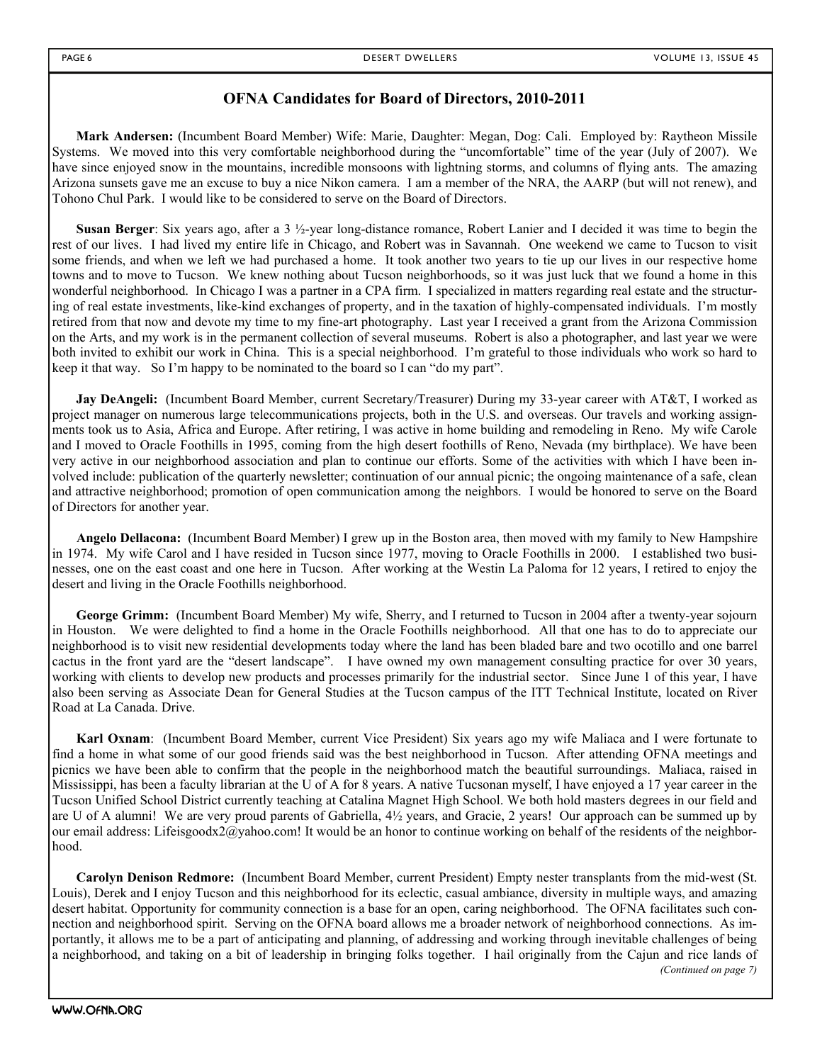## OFNA Candidates for Board of Directors, 2010-2011

**Mark Andersen:** (Incumbent Board Member) Wife: Marie, Daughter: Megan, Dog: Cali. Employed by: Raytheon Missile Systems. We moved into this very comfortable neighborhood during the "uncomfortable" time of the year (July of 2007). We have since enjoyed snow in the mountains, incredible monsoons with lightning storms, and columns of flying ants. The amazing Arizona sunsets gave me an excuse to buy a nice Nikon camera. I am a member of the NRA, the AARP (but will not renew), and Tohono Chul Park. I would like to be considered to serve on the Board of Directors.

**Susan Berger**: Six years ago, after a 3 ½-year long-distance romance, Robert Lanier and I decided it was time to begin the rest of our lives. I had lived my entire life in Chicago, and Robert was in Savannah. One weekend we came to Tucson to visit some friends, and when we left we had purchased a home. It took another two years to tie up our lives in our respective home towns and to move to Tucson. We knew nothing about Tucson neighborhoods, so it was just luck that we found a home in this wonderful neighborhood. In Chicago I was a partner in a CPA firm. I specialized in matters regarding real estate and the structuring of real estate investments, like-kind exchanges of property, and in the taxation of highly-compensated individuals. I'm mostly retired from that now and devote my time to my fine-art photography. Last year I received a grant from the Arizona Commission on the Arts, and my work is in the permanent collection of several museums. Robert is also a photographer, and last year we were both invited to exhibit our work in China. This is a special neighborhood. I'm grateful to those individuals who work so hard to keep it that way. So I'm happy to be nominated to the board so I can "do my part".

**Jay DeAngeli:** (Incumbent Board Member, current Secretary/Treasurer) During my 33-year career with AT&T, I worked as project manager on numerous large telecommunications projects, both in the U.S. and overseas. Our travels and working assignments took us to Asia, Africa and Europe. After retiring, I was active in home building and remodeling in Reno. My wife Carole and I moved to Oracle Foothills in 1995, coming from the high desert foothills of Reno, Nevada (my birthplace). We have been very active in our neighborhood association and plan to continue our efforts. Some of the activities with which I have been involved include: publication of the quarterly newsletter; continuation of our annual picnic; the ongoing maintenance of a safe, clean and attractive neighborhood; promotion of open communication among the neighbors. I would be honored to serve on the Board of Directors for another year.

**Angelo Dellacona:** (Incumbent Board Member) I grew up in the Boston area, then moved with my family to New Hampshire in 1974. My wife Carol and I have resided in Tucson since 1977, moving to Oracle Foothills in 2000. I established two businesses, one on the east coast and one here in Tucson. After working at the Westin La Paloma for 12 years, I retired to enjoy the desert and living in the Oracle Foothills neighborhood.

**George Grimm:** (Incumbent Board Member) My wife, Sherry, and I returned to Tucson in 2004 after a twenty-year sojourn in Houston. We were delighted to find a home in the Oracle Foothills neighborhood. All that one has to do to appreciate our neighborhood is to visit new residential developments today where the land has been bladed bare and two ocotillo and one barrel cactus in the front yard are the "desert landscape". I have owned my own management consulting practice for over 30 years, working with clients to develop new products and processes primarily for the industrial sector. Since June 1 of this year, I have also been serving as Associate Dean for General Studies at the Tucson campus of the ITT Technical Institute, located on River Road at La Canada. Drive.

**Karl Oxnam**: (Incumbent Board Member, current Vice President) Six years ago my wife Maliaca and I were fortunate to find a home in what some of our good friends said was the best neighborhood in Tucson. After attending OFNA meetings and picnics we have been able to confirm that the people in the neighborhood match the beautiful surroundings. Maliaca, raised in Mississippi, has been a faculty librarian at the U of A for 8 years. A native Tucsonan myself, I have enjoyed a 17 year career in the Tucson Unified School District currently teaching at Catalina Magnet High School. We both hold masters degrees in our field and are U of A alumni! We are very proud parents of Gabriella, 4½ years, and Gracie, 2 years! Our approach can be summed up by our email address: Lifeisgoodx2@yahoo.com! It would be an honor to continue working on behalf of the residents of the neighborhood.

**Carolyn Denison Redmore:** (Incumbent Board Member, current President) Empty nester transplants from the mid-west (St. Louis), Derek and I enjoy Tucson and this neighborhood for its eclectic, casual ambiance, diversity in multiple ways, and amazing desert habitat. Opportunity for community connection is a base for an open, caring neighborhood. The OFNA facilitates such connection and neighborhood spirit. Serving on the OFNA board allows me a broader network of neighborhood connections. As importantly, it allows me to be a part of anticipating and planning, of addressing and working through inevitable challenges of being a neighborhood, and taking on a bit of leadership in bringing folks together. I hail originally from the Cajun and rice lands of

*(Continued on page 7)*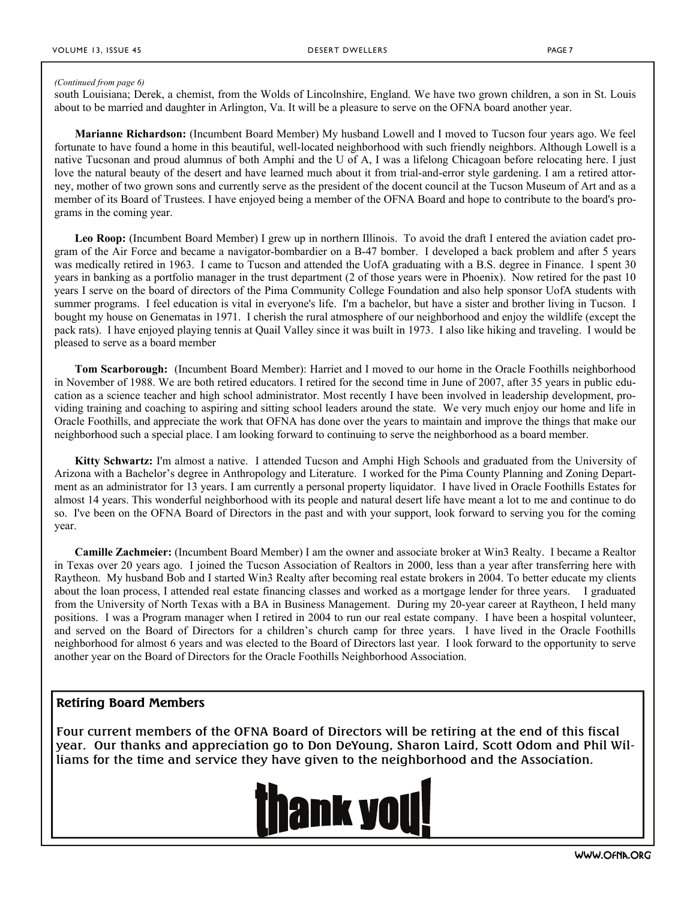*(Continued from page 6)*

south Louisiana; Derek, a chemist, from the Wolds of Lincolnshire, England. We have two grown children, a son in St. Louis about to be married and daughter in Arlington, Va. It will be a pleasure to serve on the OFNA board another year.

**Marianne Richardson:** (Incumbent Board Member) My husband Lowell and I moved to Tucson four years ago. We feel fortunate to have found a home in this beautiful, well-located neighborhood with such friendly neighbors. Although Lowell is a native Tucsonan and proud alumnus of both Amphi and the U of A, I was a lifelong Chicagoan before relocating here. I just love the natural beauty of the desert and have learned much about it from trial-and-error style gardening. I am a retired attorney, mother of two grown sons and currently serve as the president of the docent council at the Tucson Museum of Art and as a member of its Board of Trustees. I have enjoyed being a member of the OFNA Board and hope to contribute to the board's programs in the coming year.

**Leo Roop:** (Incumbent Board Member) I grew up in northern Illinois. To avoid the draft I entered the aviation cadet program of the Air Force and became a navigator-bombardier on a B-47 bomber. I developed a back problem and after 5 years was medically retired in 1963. I came to Tucson and attended the UofA graduating with a B.S. degree in Finance. I spent 30 years in banking as a portfolio manager in the trust department (2 of those years were in Phoenix). Now retired for the past 10 years I serve on the board of directors of the Pima Community College Foundation and also help sponsor UofA students with summer programs. I feel education is vital in everyone's life. I'm a bachelor, but have a sister and brother living in Tucson. I bought my house on Genematas in 1971. I cherish the rural atmosphere of our neighborhood and enjoy the wildlife (except the pack rats). I have enjoyed playing tennis at Quail Valley since it was built in 1973. I also like hiking and traveling. I would be pleased to serve as a board member

**Tom Scarborough:** (Incumbent Board Member): Harriet and I moved to our home in the Oracle Foothills neighborhood in November of 1988. We are both retired educators. I retired for the second time in June of 2007, after 35 years in public education as a science teacher and high school administrator. Most recently I have been involved in leadership development, providing training and coaching to aspiring and sitting school leaders around the state. We very much enjoy our home and life in Oracle Foothills, and appreciate the work that OFNA has done over the years to maintain and improve the things that make our neighborhood such a special place. I am looking forward to continuing to serve the neighborhood as a board member.

**Kitty Schwartz:** I'm almost a native. I attended Tucson and Amphi High Schools and graduated from the University of Arizona with a Bachelor's degree in Anthropology and Literature. I worked for the Pima County Planning and Zoning Department as an administrator for 13 years. I am currently a personal property liquidator. I have lived in Oracle Foothills Estates for almost 14 years. This wonderful neighborhood with its people and natural desert life have meant a lot to me and continue to do so. I've been on the OFNA Board of Directors in the past and with your support, look forward to serving you for the coming year.

**Camille Zachmeier:** (Incumbent Board Member) I am the owner and associate broker at Win3 Realty. I became a Realtor in Texas over 20 years ago. I joined the Tucson Association of Realtors in 2000, less than a year after transferring here with Raytheon. My husband Bob and I started Win3 Realty after becoming real estate brokers in 2004. To better educate my clients about the loan process, I attended real estate financing classes and worked as a mortgage lender for three years. I graduated from the University of North Texas with a BA in Business Management. During my 20-year career at Raytheon, I held many positions. I was a Program manager when I retired in 2004 to run our real estate company. I have been a hospital volunteer, and served on the Board of Directors for a children's church camp for three years. I have lived in the Oracle Foothills neighborhood for almost 6 years and was elected to the Board of Directors last year. I look forward to the opportunity to serve another year on the Board of Directors for the Oracle Foothills Neighborhood Association.

## Retiring Board Members

Four current members of the OFNA Board of Directors will be retiring at the end of this fiscal year. Our thanks and appreciation go to Don DeYoung, Sharon Laird, Scott Odom and Phil Williams for the time and service they have given to the neighborhood and the Association.

**thank you!**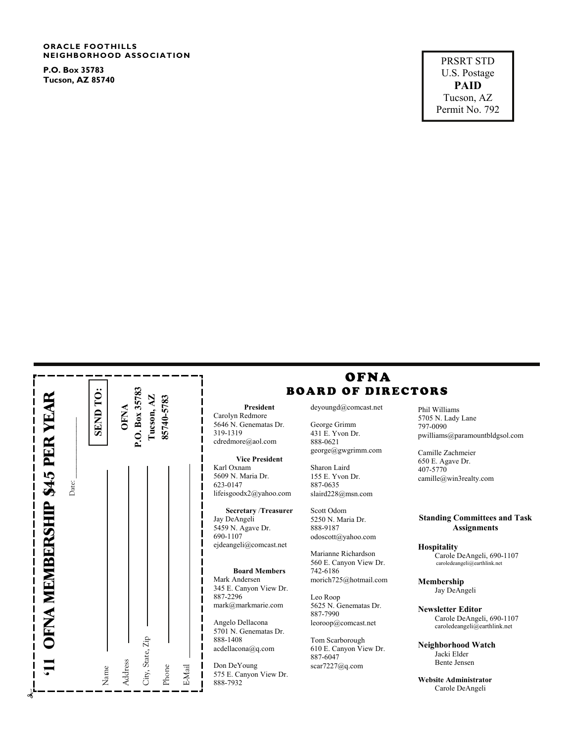**ORACLE FOOTHILLS NEIGHBORHOOD ASSOCIATION**

**P.O. Box 35783**
**Tucson, AZ 85740**

PRSRT STD
U.S. Postage
**PAID**
Tucson, AZ
Permit No. 792

**'11 OFNA MEMBERSHIP $45 PER YEAR**

Date: ____________

**SEND TO:**

**OFNA**
**P.O. Box 35783**
**Tucson, AZ**
**85740-5783**

Name ____________

Address ____________

City, State, Zip ____________

Phone ____________

E-Mail ____________

## OFNA BOARD OF DIRECTORS

**President**
Carolyn Redmore
5646 N. Genematas Dr.
319-1319
cdredmore@aol.com

**Vice President**
Karl Oxnam
5609 N. Maria Dr.
623-0147
lifeisgoodx2@yahoo.com

**Secretary /Treasurer**
Jay DeAngeli
5459 N. Agave Dr.
690-1107
ejdeangeli@comcast.net

**Board Members**

Mark Andersen
345 E. Canyon View Dr.
887-2296
mark@markmarie.com

Angelo Dellacona
5701 N. Genematas Dr.
888-1408
acdellacona@q.com

Don DeYoung
575 E. Canyon View Dr.
888-7932
deyoungd@comcast.net

George Grimm
431 E. Yvon Dr.
888-0621
george@gwgrimm.com

Sharon Laird
155 E. Yvon Dr.
887-0635
slaird228@msn.com

Scott Odom
5250 N. Maria Dr.
888-9187
odoscott@yahoo.com

Marianne Richardson
560 E. Canyon View Dr.
742-6186
morich725@hotmail.com

Leo Roop
5625 N. Genematas Dr.
887-7990
leoroop@comcast.net

Tom Scarborough
610 E. Canyon View Dr.
887-6047
scar7227@q.com

Phil Williams
5705 N. Lady Lane
797-0090
pwilliams@paramountbldgsol.com

Camille Zachmeier
650 E. Agave Dr.
407-5770
camille@win3realty.com

### Standing Committees and Task Assignments

**Hospitality**
Carole DeAngeli, 690-1107
caroledeangeli@earthlink.net

**Membership**
Jay DeAngeli

**Newsletter Editor**
Carole DeAngeli, 690-1107
caroledeangeli@earthlink.net

**Neighborhood Watch**
Jacki Elder
Bente Jensen

**Website Administrator**
Carole DeAngeli